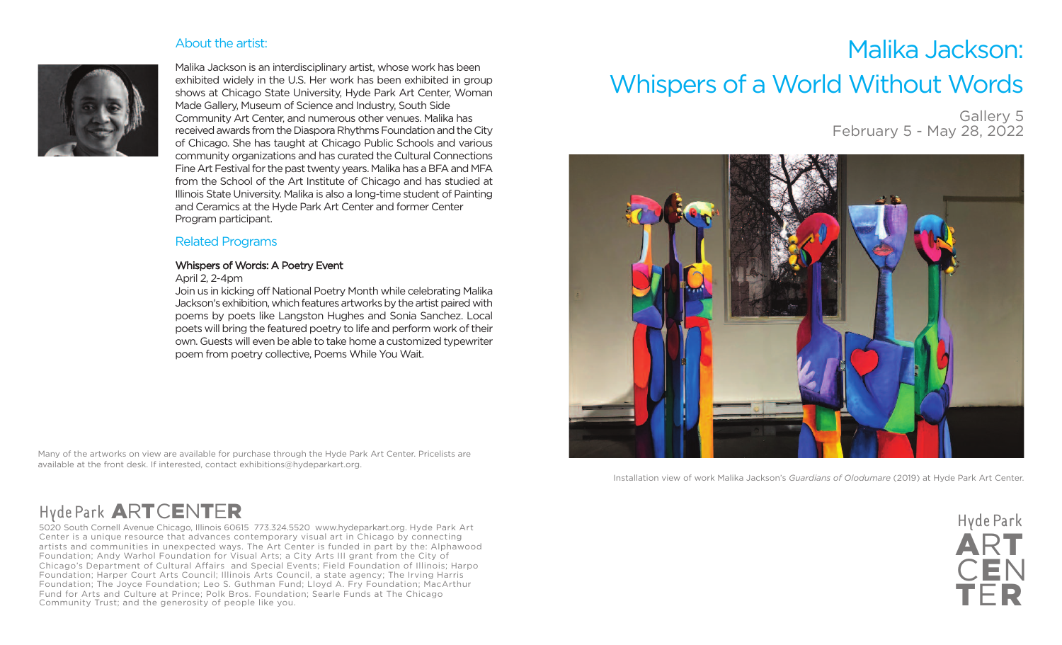# Malika Jackson: Whispers of a World Without Words

Gallery 5
February 5 - May 28, 2022

Installation view of work Malika Jackson's *Guardians of Olodumare* (2019) at Hyde Park Art Center.

## About the artist:

Malika Jackson is an interdisciplinary artist, whose work has been exhibited widely in the U.S. Her work has been exhibited in group shows at Chicago State University, Hyde Park Art Center, Woman Made Gallery, Museum of Science and Industry, South Side Community Art Center, and numerous other venues. Malika has received awards from the Diaspora Rhythms Foundation and the City of Chicago. She has taught at Chicago Public Schools and various community organizations and has curated the Cultural Connections Fine Art Festival for the past twenty years. Malika has a BFA and MFA from the School of the Art Institute of Chicago and has studied at Illinois State University. Malika is also a long-time student of Painting and Ceramics at the Hyde Park Art Center and former Center Program participant.

## Related Programs

**Whispers of Words: A Poetry Event**
April 2, 2-4pm
Join us in kicking off National Poetry Month while celebrating Malika Jackson's exhibition, which features artworks by the artist paired with poems by poets like Langston Hughes and Sonia Sanchez. Local poets will bring the featured poetry to life and perform work of their own. Guests will even be able to take home a customized typewriter poem from poetry collective, Poems While You Wait.

Many of the artworks on view are available for purchase through the Hyde Park Art Center. Pricelists are available at the front desk. If interested, contact exhibitions@hydeparkart.org.

**Hyde Park ARTCENTER**

5020 South Cornell Avenue Chicago, Illinois 60615 773.324.5520 www.hydeparkart.org. Hyde Park Art Center is a unique resource that advances contemporary visual art in Chicago by connecting artists and communities in unexpected ways. The Art Center is funded in part by the: Alphawood Foundation; Andy Warhol Foundation for Visual Arts; a City Arts III grant from the City of Chicago's Department of Cultural Affairs and Special Events; Field Foundation of Illinois; Harpo Foundation; Harper Court Arts Council; Illinois Arts Council, a state agency; The Irving Harris Foundation; The Joyce Foundation; Leo S. Guthman Fund; Lloyd A. Fry Foundation; MacArthur Fund for Arts and Culture at Prince; Polk Bros. Foundation; Searle Funds at The Chicago Community Trust; and the generosity of people like you.

Hyde Park ART CENTER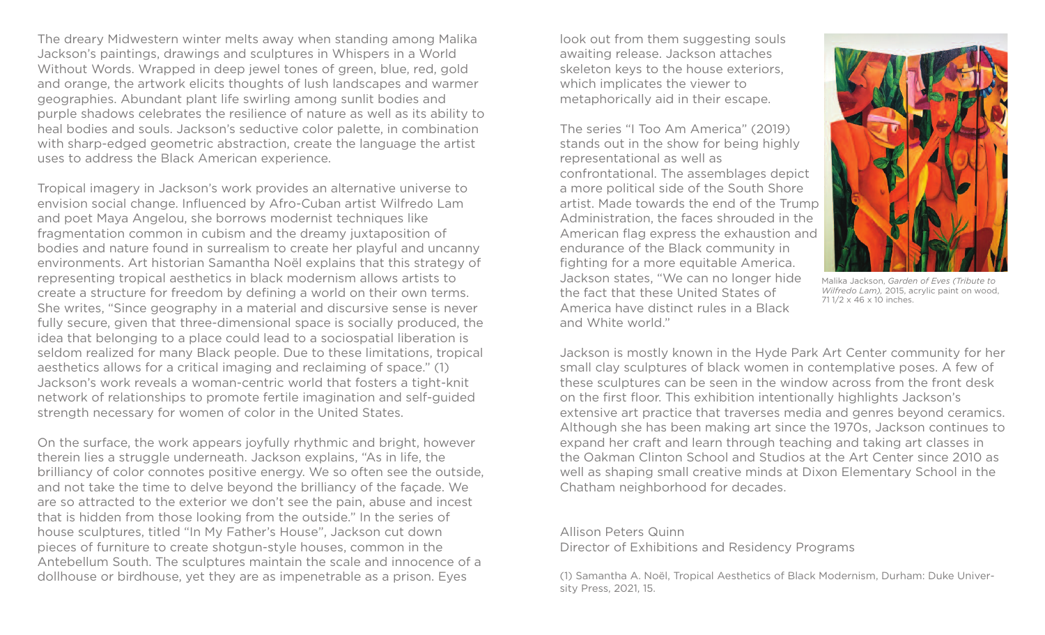The dreary Midwestern winter melts away when standing among Malika Jackson's paintings, drawings and sculptures in Whispers in a World Without Words. Wrapped in deep jewel tones of green, blue, red, gold and orange, the artwork elicits thoughts of lush landscapes and warmer geographies. Abundant plant life swirling among sunlit bodies and purple shadows celebrates the resilience of nature as well as its ability to heal bodies and souls. Jackson's seductive color palette, in combination with sharp-edged geometric abstraction, create the language the artist uses to address the Black American experience.

Tropical imagery in Jackson's work provides an alternative universe to envision social change. Influenced by Afro-Cuban artist Wilfredo Lam and poet Maya Angelou, she borrows modernist techniques like fragmentation common in cubism and the dreamy juxtaposition of bodies and nature found in surrealism to create her playful and uncanny environments. Art historian Samantha Noël explains that this strategy of representing tropical aesthetics in black modernism allows artists to create a structure for freedom by defining a world on their own terms. She writes, "Since geography in a material and discursive sense is never fully secure, given that three-dimensional space is socially produced, the idea that belonging to a place could lead to a sociospatial liberation is seldom realized for many Black people. Due to these limitations, tropical aesthetics allows for a critical imaging and reclaiming of space." (1) Jackson's work reveals a woman-centric world that fosters a tight-knit network of relationships to promote fertile imagination and self-guided strength necessary for women of color in the United States.

On the surface, the work appears joyfully rhythmic and bright, however therein lies a struggle underneath. Jackson explains, "As in life, the brilliancy of color connotes positive energy. We so often see the outside, and not take the time to delve beyond the brilliancy of the façade. We are so attracted to the exterior we don't see the pain, abuse and incest that is hidden from those looking from the outside." In the series of house sculptures, titled "In My Father's House", Jackson cut down pieces of furniture to create shotgun-style houses, common in the Antebellum South. The sculptures maintain the scale and innocence of a dollhouse or birdhouse, yet they are as impenetrable as a prison. Eyes look out from them suggesting souls awaiting release. Jackson attaches skeleton keys to the house exteriors, which implicates the viewer to metaphorically aid in their escape.

The series "I Too Am America" (2019) stands out in the show for being highly representational as well as confrontational. The assemblages depict a more political side of the South Shore artist. Made towards the end of the Trump Administration, the faces shrouded in the American flag express the exhaustion and endurance of the Black community in fighting for a more equitable America. Jackson states, "We can no longer hide the fact that these United States of America have distinct rules in a Black and White world."

Malika Jackson, *Garden of Eves (Tribute to Wilfredo Lam)*, 2015, acrylic paint on wood, 71 1/2 x 46 x 10 inches.

Jackson is mostly known in the Hyde Park Art Center community for her small clay sculptures of black women in contemplative poses. A few of these sculptures can be seen in the window across from the front desk on the first floor. This exhibition intentionally highlights Jackson's extensive art practice that traverses media and genres beyond ceramics. Although she has been making art since the 1970s, Jackson continues to expand her craft and learn through teaching and taking art classes in the Oakman Clinton School and Studios at the Art Center since 2010 as well as shaping small creative minds at Dixon Elementary School in the Chatham neighborhood for decades.

Allison Peters Quinn
Director of Exhibitions and Residency Programs

(1) Samantha A. Noël, Tropical Aesthetics of Black Modernism, Durham: Duke University Press, 2021, 15.